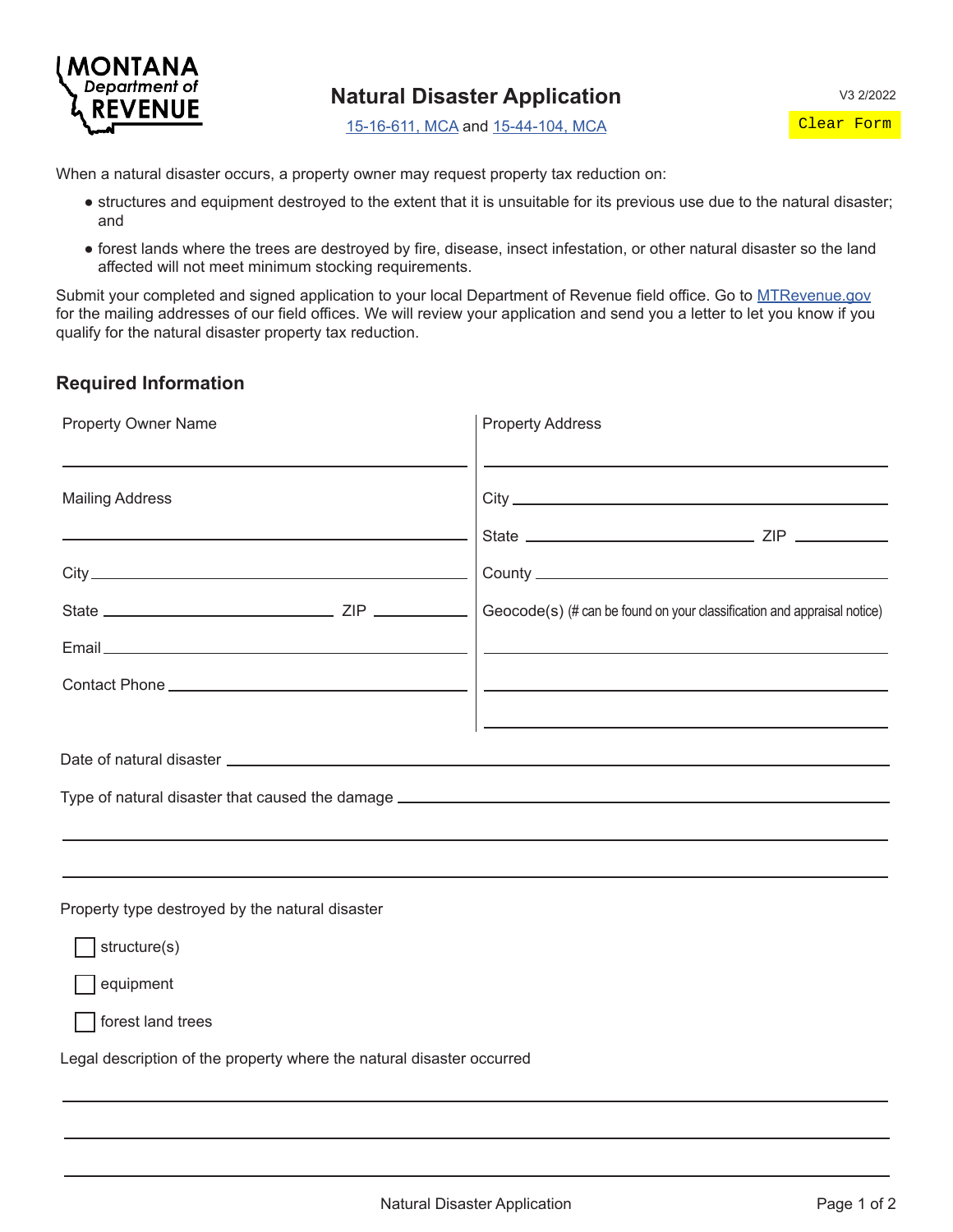MONTANA Department of REVENUE

# Natural Disaster Application

V3 2/2022

15-16-611, MCA and 15-44-104, MCA

Clear Form

When a natural disaster occurs, a property owner may request property tax reduction on:

- structures and equipment destroyed to the extent that it is unsuitable for its previous use due to the natural disaster; and
- forest lands where the trees are destroyed by fire, disease, insect infestation, or other natural disaster so the land affected will not meet minimum stocking requirements.

Submit your completed and signed application to your local Department of Revenue field office. Go to MTRevenue.gov for the mailing addresses of our field offices. We will review your application and send you a letter to let you know if you qualify for the natural disaster property tax reduction.

## Required Information

Property Owner Name ______________________

Mailing Address ______________________

City ______________________

State ______________ ZIP __________

Email ______________________

Contact Phone ______________________

Property Address ______________________

City ______________________

State ______________ ZIP __________

County ______________________

Geocode(s) (# can be found on your classification and appraisal notice)

______________________

______________________

______________________

Date of natural disaster ______________________

Type of natural disaster that caused the damage ______________________

______________________

______________________

Property type destroyed by the natural disaster

- ☐ structure(s)
- ☐ equipment
- ☐ forest land trees

Legal description of the property where the natural disaster occurred

______________________

______________________

______________________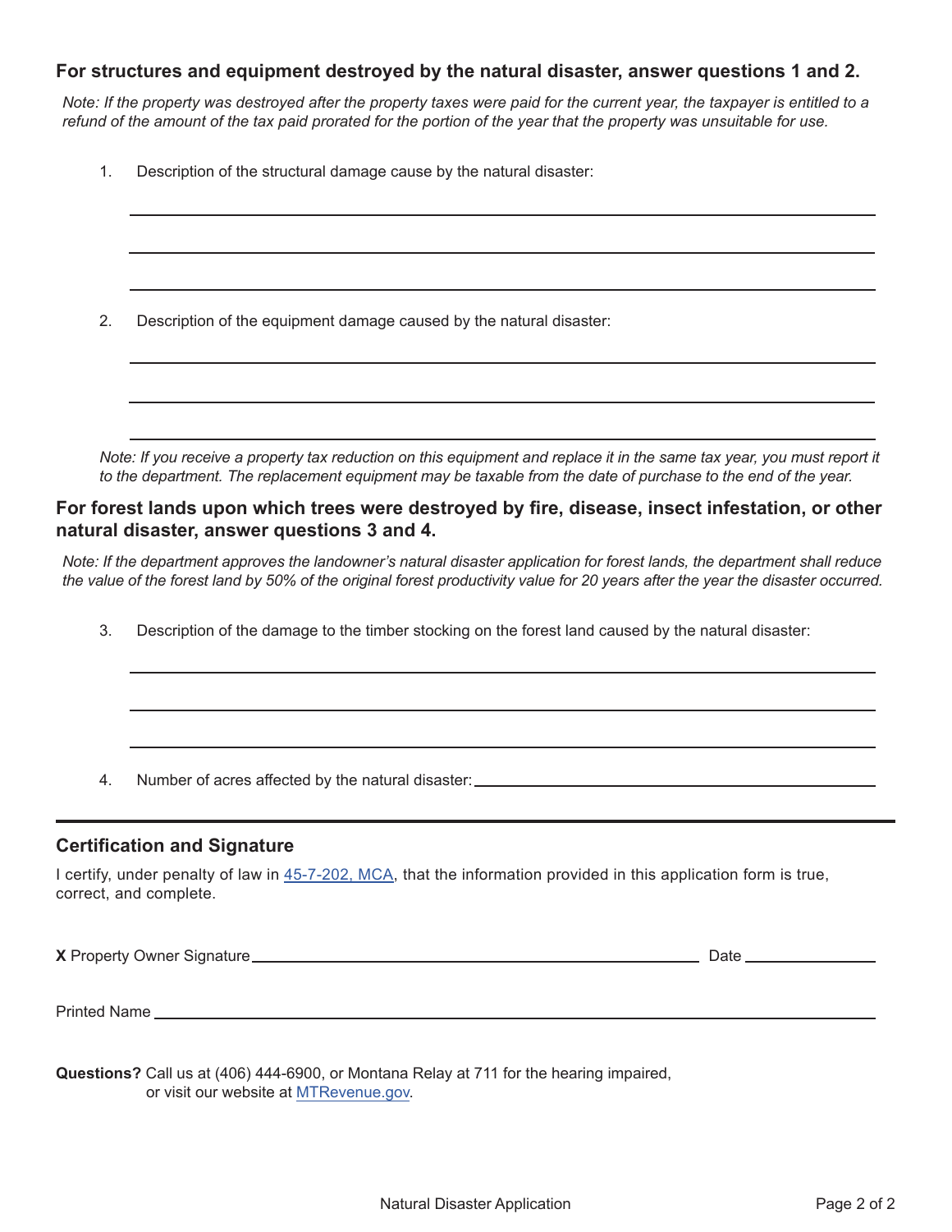### For structures and equipment destroyed by the natural disaster, answer questions 1 and 2.

*Note: If the property was destroyed after the property taxes were paid for the current year, the taxpayer is entitled to a refund of the amount of the tax paid prorated for the portion of the year that the property was unsuitable for use.*

1. Description of the structural damage cause by the natural disaster:

   \_\_\_\_\_\_\_\_\_\_\_\_\_\_\_\_\_\_\_\_\_\_\_\_\_\_\_\_\_\_\_\_\_\_\_\_\_\_\_\_

   \_\_\_\_\_\_\_\_\_\_\_\_\_\_\_\_\_\_\_\_\_\_\_\_\_\_\_\_\_\_\_\_\_\_\_\_\_\_\_\_

   \_\_\_\_\_\_\_\_\_\_\_\_\_\_\_\_\_\_\_\_\_\_\_\_\_\_\_\_\_\_\_\_\_\_\_\_\_\_\_\_

2. Description of the equipment damage caused by the natural disaster:

   \_\_\_\_\_\_\_\_\_\_\_\_\_\_\_\_\_\_\_\_\_\_\_\_\_\_\_\_\_\_\_\_\_\_\_\_\_\_\_\_

   \_\_\_\_\_\_\_\_\_\_\_\_\_\_\_\_\_\_\_\_\_\_\_\_\_\_\_\_\_\_\_\_\_\_\_\_\_\_\_\_

   \_\_\_\_\_\_\_\_\_\_\_\_\_\_\_\_\_\_\_\_\_\_\_\_\_\_\_\_\_\_\_\_\_\_\_\_\_\_\_\_

   *Note: If you receive a property tax reduction on this equipment and replace it in the same tax year, you must report it to the department. The replacement equipment may be taxable from the date of purchase to the end of the year.*

### For forest lands upon which trees were destroyed by fire, disease, insect infestation, or other natural disaster, answer questions 3 and 4.

*Note: If the department approves the landowner's natural disaster application for forest lands, the department shall reduce the value of the forest land by 50% of the original forest productivity value for 20 years after the year the disaster occurred.*

3. Description of the damage to the timber stocking on the forest land caused by the natural disaster:

   \_\_\_\_\_\_\_\_\_\_\_\_\_\_\_\_\_\_\_\_\_\_\_\_\_\_\_\_\_\_\_\_\_\_\_\_\_\_\_\_

   \_\_\_\_\_\_\_\_\_\_\_\_\_\_\_\_\_\_\_\_\_\_\_\_\_\_\_\_\_\_\_\_\_\_\_\_\_\_\_\_

   \_\_\_\_\_\_\_\_\_\_\_\_\_\_\_\_\_\_\_\_\_\_\_\_\_\_\_\_\_\_\_\_\_\_\_\_\_\_\_\_

4. Number of acres affected by the natural disaster: \_\_\_\_\_\_\_\_\_\_\_\_\_\_\_\_\_\_\_\_

---

## Certification and Signature

I certify, under penalty of law in 45-7-202, MCA, that the information provided in this application form is true, correct, and complete.

**X** Property Owner Signature \_\_\_\_\_\_\_\_\_\_\_\_\_\_\_\_\_\_\_\_\_\_\_\_\_\_\_\_\_\_ Date \_\_\_\_\_\_\_\_\_\_\_\_

Printed Name \_\_\_\_\_\_\_\_\_\_\_\_\_\_\_\_\_\_\_\_\_\_\_\_\_\_\_\_\_\_\_\_\_\_\_\_\_\_\_\_

**Questions?** Call us at (406) 444-6900, or Montana Relay at 711 for the hearing impaired, or visit our website at MTRevenue.gov.